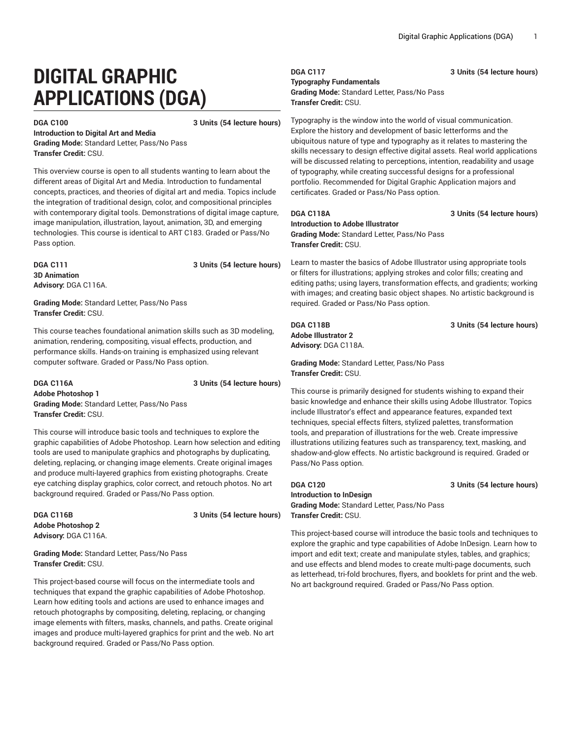# DIGITAL GRAPHIC APPLICATIONS (DGA)

**DGA C100** **3 Units (54 lecture hours)**
**Introduction to Digital Art and Media**
**Grading Mode:** Standard Letter, Pass/No Pass
**Transfer Credit:** CSU.

This overview course is open to all students wanting to learn about the different areas of Digital Art and Media. Introduction to fundamental concepts, practices, and theories of digital art and media. Topics include the integration of traditional design, color, and compositional principles with contemporary digital tools. Demonstrations of digital image capture, image manipulation, illustration, layout, animation, 3D, and emerging technologies. This course is identical to ART C183. Graded or Pass/No Pass option.

**DGA C111** **3 Units (54 lecture hours)**
**3D Animation**
**Advisory:** DGA C116A.

**Grading Mode:** Standard Letter, Pass/No Pass
**Transfer Credit:** CSU.

This course teaches foundational animation skills such as 3D modeling, animation, rendering, compositing, visual effects, production, and performance skills. Hands-on training is emphasized using relevant computer software. Graded or Pass/No Pass option.

**DGA C116A** **3 Units (54 lecture hours)**
**Adobe Photoshop 1**
**Grading Mode:** Standard Letter, Pass/No Pass
**Transfer Credit:** CSU.

This course will introduce basic tools and techniques to explore the graphic capabilities of Adobe Photoshop. Learn how selection and editing tools are used to manipulate graphics and photographs by duplicating, deleting, replacing, or changing image elements. Create original images and produce multi-layered graphics from existing photographs. Create eye catching display graphics, color correct, and retouch photos. No art background required. Graded or Pass/No Pass option.

**DGA C116B** **3 Units (54 lecture hours)**
**Adobe Photoshop 2**
**Advisory:** DGA C116A.

**Grading Mode:** Standard Letter, Pass/No Pass
**Transfer Credit:** CSU.

This project-based course will focus on the intermediate tools and techniques that expand the graphic capabilities of Adobe Photoshop. Learn how editing tools and actions are used to enhance images and retouch photographs by compositing, deleting, replacing, or changing image elements with filters, masks, channels, and paths. Create original images and produce multi-layered graphics for print and the web. No art background required. Graded or Pass/No Pass option.

**DGA C117** **3 Units (54 lecture hours)**
**Typography Fundamentals**
**Grading Mode:** Standard Letter, Pass/No Pass
**Transfer Credit:** CSU.

Typography is the window into the world of visual communication. Explore the history and development of basic letterforms and the ubiquitous nature of type and typography as it relates to mastering the skills necessary to design effective digital assets. Real world applications will be discussed relating to perceptions, intention, readability and usage of typography, while creating successful designs for a professional portfolio. Recommended for Digital Graphic Application majors and certificates. Graded or Pass/No Pass option.

**DGA C118A** **3 Units (54 lecture hours)**
**Introduction to Adobe Illustrator**
**Grading Mode:** Standard Letter, Pass/No Pass
**Transfer Credit:** CSU.

Learn to master the basics of Adobe Illustrator using appropriate tools or filters for illustrations; applying strokes and color fills; creating and editing paths; using layers, transformation effects, and gradients; working with images; and creating basic object shapes. No artistic background is required. Graded or Pass/No Pass option.

**DGA C118B** **3 Units (54 lecture hours)**
**Adobe Illustrator 2**
**Advisory:** DGA C118A.

**Grading Mode:** Standard Letter, Pass/No Pass
**Transfer Credit:** CSU.

This course is primarily designed for students wishing to expand their basic knowledge and enhance their skills using Adobe Illustrator. Topics include Illustrator's effect and appearance features, expanded text techniques, special effects filters, stylized palettes, transformation tools, and preparation of illustrations for the web. Create impressive illustrations utilizing features such as transparency, text, masking, and shadow-and-glow effects. No artistic background is required. Graded or Pass/No Pass option.

**DGA C120** **3 Units (54 lecture hours)**
**Introduction to InDesign**
**Grading Mode:** Standard Letter, Pass/No Pass
**Transfer Credit:** CSU.

This project-based course will introduce the basic tools and techniques to explore the graphic and type capabilities of Adobe InDesign. Learn how to import and edit text; create and manipulate styles, tables, and graphics; and use effects and blend modes to create multi-page documents, such as letterhead, tri-fold brochures, flyers, and booklets for print and the web. No art background required. Graded or Pass/No Pass option.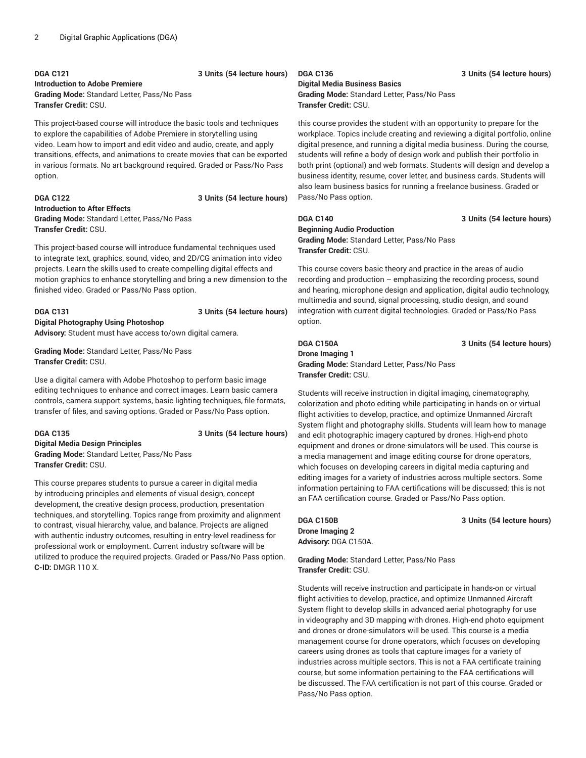**DGA C121** **3 Units (54 lecture hours)**
**Introduction to Adobe Premiere**
**Grading Mode:** Standard Letter, Pass/No Pass
**Transfer Credit:** CSU.

This project-based course will introduce the basic tools and techniques to explore the capabilities of Adobe Premiere in storytelling using video. Learn how to import and edit video and audio, create, and apply transitions, effects, and animations to create movies that can be exported in various formats. No art background required. Graded or Pass/No Pass option.

**DGA C122** **3 Units (54 lecture hours)**
**Introduction to After Effects**
**Grading Mode:** Standard Letter, Pass/No Pass
**Transfer Credit:** CSU.

This project-based course will introduce fundamental techniques used to integrate text, graphics, sound, video, and 2D/CG animation into video projects. Learn the skills used to create compelling digital effects and motion graphics to enhance storytelling and bring a new dimension to the finished video. Graded or Pass/No Pass option.

**DGA C131** **3 Units (54 lecture hours)**
**Digital Photography Using Photoshop**
**Advisory:** Student must have access to/own digital camera.

**Grading Mode:** Standard Letter, Pass/No Pass
**Transfer Credit:** CSU.

Use a digital camera with Adobe Photoshop to perform basic image editing techniques to enhance and correct images. Learn basic camera controls, camera support systems, basic lighting techniques, file formats, transfer of files, and saving options. Graded or Pass/No Pass option.

**DGA C135** **3 Units (54 lecture hours)**
**Digital Media Design Principles**
**Grading Mode:** Standard Letter, Pass/No Pass
**Transfer Credit:** CSU.

This course prepares students to pursue a career in digital media by introducing principles and elements of visual design, concept development, the creative design process, production, presentation techniques, and storytelling. Topics range from proximity and alignment to contrast, visual hierarchy, value, and balance. Projects are aligned with authentic industry outcomes, resulting in entry-level readiness for professional work or employment. Current industry software will be utilized to produce the required projects. Graded or Pass/No Pass option.
**C-ID:** DMGR 110 X.

**DGA C136** **3 Units (54 lecture hours)**
**Digital Media Business Basics**
**Grading Mode:** Standard Letter, Pass/No Pass
**Transfer Credit:** CSU.

this course provides the student with an opportunity to prepare for the workplace. Topics include creating and reviewing a digital portfolio, online digital presence, and running a digital media business. During the course, students will refine a body of design work and publish their portfolio in both print (optional) and web formats. Students will design and develop a business identity, resume, cover letter, and business cards. Students will also learn business basics for running a freelance business. Graded or Pass/No Pass option.

**DGA C140** **3 Units (54 lecture hours)**
**Beginning Audio Production**
**Grading Mode:** Standard Letter, Pass/No Pass
**Transfer Credit:** CSU.

This course covers basic theory and practice in the areas of audio recording and production – emphasizing the recording process, sound and hearing, microphone design and application, digital audio technology, multimedia and sound, signal processing, studio design, and sound integration with current digital technologies. Graded or Pass/No Pass option.

**DGA C150A** **3 Units (54 lecture hours)**
**Drone Imaging 1**
**Grading Mode:** Standard Letter, Pass/No Pass
**Transfer Credit:** CSU.

Students will receive instruction in digital imaging, cinematography, colorization and photo editing while participating in hands-on or virtual flight activities to develop, practice, and optimize Unmanned Aircraft System flight and photography skills. Students will learn how to manage and edit photographic imagery captured by drones. High-end photo equipment and drones or drone-simulators will be used. This course is a media management and image editing course for drone operators, which focuses on developing careers in digital media capturing and editing images for a variety of industries across multiple sectors. Some information pertaining to FAA certifications will be discussed; this is not an FAA certification course. Graded or Pass/No Pass option.

**DGA C150B** **3 Units (54 lecture hours)**
**Drone Imaging 2**
**Advisory:** DGA C150A.

**Grading Mode:** Standard Letter, Pass/No Pass
**Transfer Credit:** CSU.

Students will receive instruction and participate in hands-on or virtual flight activities to develop, practice, and optimize Unmanned Aircraft System flight to develop skills in advanced aerial photography for use in videography and 3D mapping with drones. High-end photo equipment and drones or drone-simulators will be used. This course is a media management course for drone operators, which focuses on developing careers using drones as tools that capture images for a variety of industries across multiple sectors. This is not a FAA certificate training course, but some information pertaining to the FAA certifications will be discussed. The FAA certification is not part of this course. Graded or Pass/No Pass option.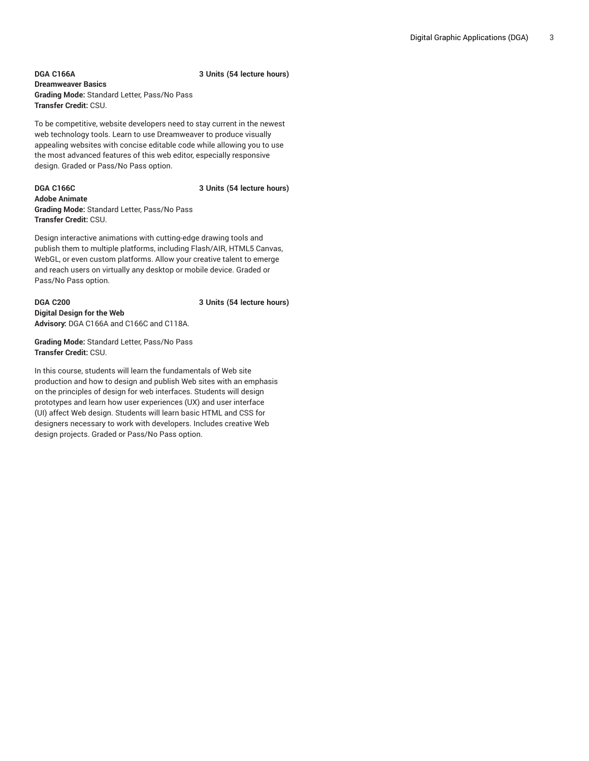**DGA C166A** **3 Units (54 lecture hours)**
**Dreamweaver Basics**
**Grading Mode:** Standard Letter, Pass/No Pass
**Transfer Credit:** CSU.

To be competitive, website developers need to stay current in the newest web technology tools. Learn to use Dreamweaver to produce visually appealing websites with concise editable code while allowing you to use the most advanced features of this web editor, especially responsive design. Graded or Pass/No Pass option.

**DGA C166C** **3 Units (54 lecture hours)**
**Adobe Animate**
**Grading Mode:** Standard Letter, Pass/No Pass
**Transfer Credit:** CSU.

Design interactive animations with cutting-edge drawing tools and publish them to multiple platforms, including Flash/AIR, HTML5 Canvas, WebGL, or even custom platforms. Allow your creative talent to emerge and reach users on virtually any desktop or mobile device. Graded or Pass/No Pass option.

**DGA C200** **3 Units (54 lecture hours)**
**Digital Design for the Web**
**Advisory:** DGA C166A and C166C and C118A.

**Grading Mode:** Standard Letter, Pass/No Pass
**Transfer Credit:** CSU.

In this course, students will learn the fundamentals of Web site production and how to design and publish Web sites with an emphasis on the principles of design for web interfaces. Students will design prototypes and learn how user experiences (UX) and user interface (UI) affect Web design. Students will learn basic HTML and CSS for designers necessary to work with developers. Includes creative Web design projects. Graded or Pass/No Pass option.